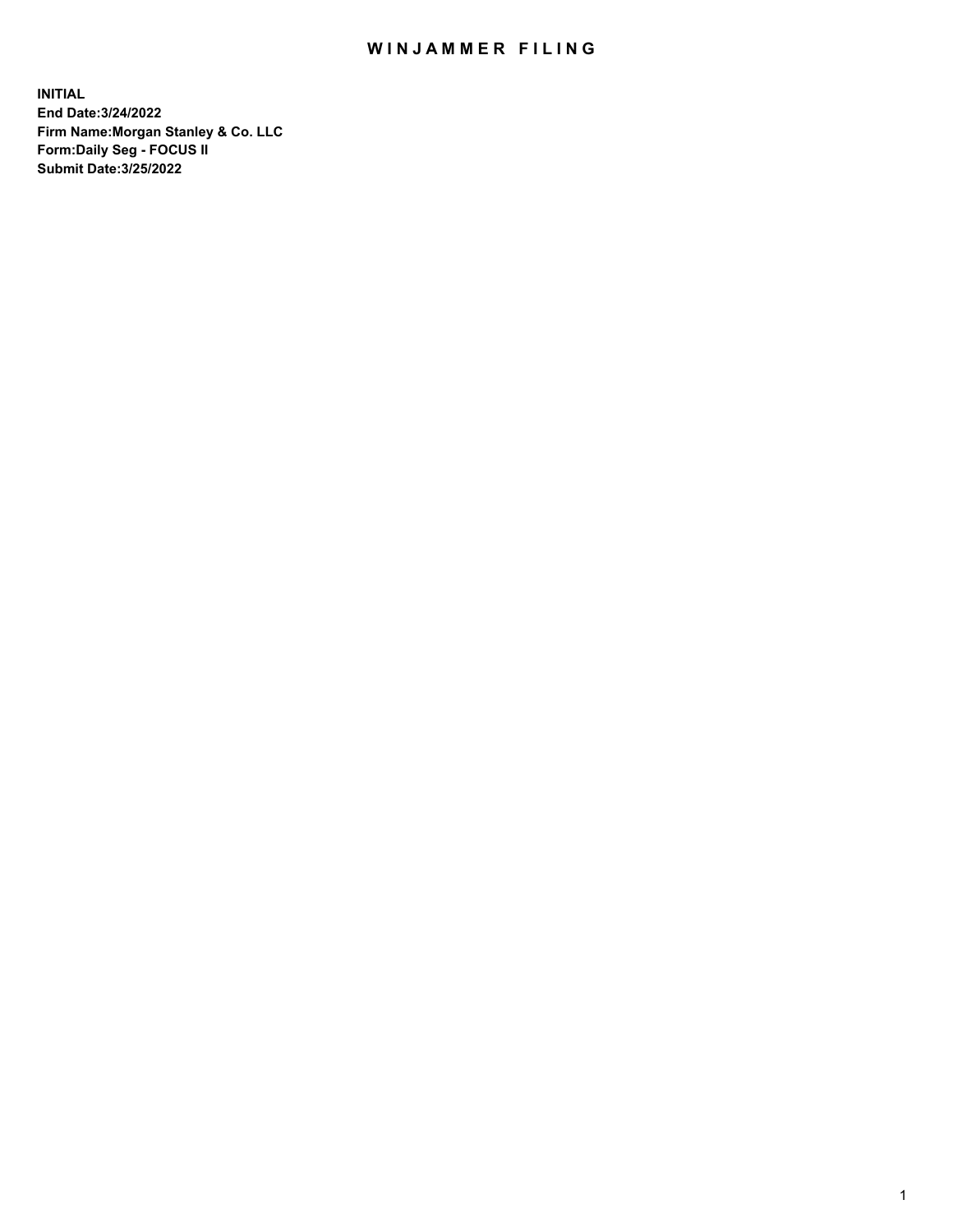# WINJAMMER FILING

**INITIAL**
**End Date:3/24/2022**
**Firm Name:Morgan Stanley & Co. LLC**
**Form:Daily Seg - FOCUS II**
**Submit Date:3/25/2022**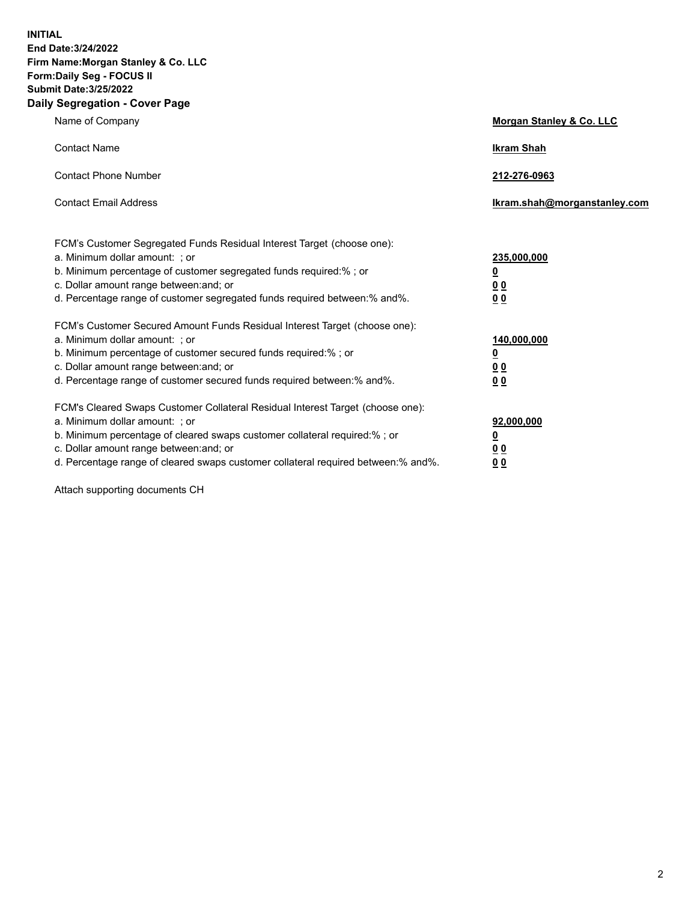**INITIAL**
**End Date:3/24/2022**
**Firm Name:Morgan Stanley & Co. LLC**
**Form:Daily Seg - FOCUS II**
**Submit Date:3/25/2022**

## Daily Segregation - Cover Page

| | |
|---|---|
| Name of Company | **Morgan Stanley & Co. LLC** |
| Contact Name | **Ikram Shah** |
| Contact Phone Number | **212-276-0963** |
| Contact Email Address | **Ikram.shah@morganstanley.com** |

| | |
|---|---|
| FCM's Customer Segregated Funds Residual Interest Target (choose one): | |
| a. Minimum dollar amount: ; or | **235,000,000** |
| b. Minimum percentage of customer segregated funds required:% ; or | **0** |
| c. Dollar amount range between:and; or | **0 0** |
| d. Percentage range of customer segregated funds required between:% and%. | **0 0** |
| FCM's Customer Secured Amount Funds Residual Interest Target (choose one): | |
| a. Minimum dollar amount: ; or | **140,000,000** |
| b. Minimum percentage of customer secured funds required:% ; or | **0** |
| c. Dollar amount range between:and; or | **0 0** |
| d. Percentage range of customer secured funds required between:% and%. | **0 0** |
| FCM's Cleared Swaps Customer Collateral Residual Interest Target (choose one): | |
| a. Minimum dollar amount: ; or | **92,000,000** |
| b. Minimum percentage of cleared swaps customer collateral required:% ; or | **0** |
| c. Dollar amount range between:and; or | **0 0** |
| d. Percentage range of cleared swaps customer collateral required between:% and%. | **0 0** |

Attach supporting documents CH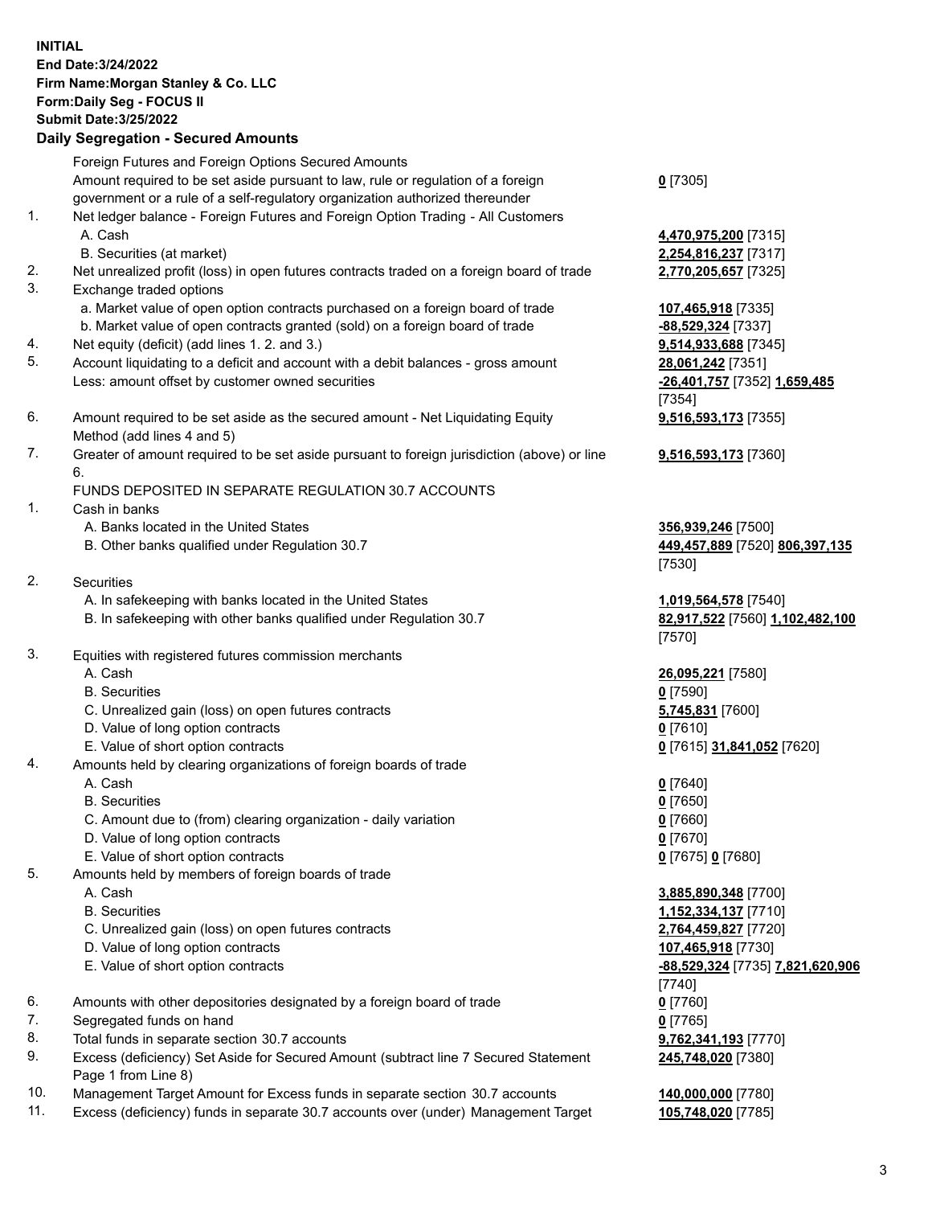**INITIAL**
**End Date:3/24/2022**
**Firm Name:Morgan Stanley & Co. LLC**
**Form:Daily Seg - FOCUS II**
**Submit Date:3/25/2022**

## Daily Segregation - Secured Amounts

| | | |
|---|---|---|
| | Foreign Futures and Foreign Options Secured Amounts | |
| | Amount required to be set aside pursuant to law, rule or regulation of a foreign government or a rule of a self-regulatory organization authorized thereunder | **0** [7305] |
| 1. | Net ledger balance - Foreign Futures and Foreign Option Trading - All Customers | |
| | A. Cash | **4,470,975,200** [7315] |
| | B. Securities (at market) | **2,254,816,237** [7317] |
| 2. | Net unrealized profit (loss) in open futures contracts traded on a foreign board of trade | **2,770,205,657** [7325] |
| 3. | Exchange traded options | |
| | a. Market value of open option contracts purchased on a foreign board of trade | **107,465,918** [7335] |
| | b. Market value of open contracts granted (sold) on a foreign board of trade | **-88,529,324** [7337] |
| 4. | Net equity (deficit) (add lines 1. 2. and 3.) | **9,514,933,688** [7345] |
| 5. | Account liquidating to a deficit and account with a debit balances - gross amount | **28,061,242** [7351] |
| | Less: amount offset by customer owned securities | **-26,401,757** [7352] **1,659,485** [7354] |
| 6. | Amount required to be set aside as the secured amount - Net Liquidating Equity Method (add lines 4 and 5) | **9,516,593,173** [7355] |
| 7. | Greater of amount required to be set aside pursuant to foreign jurisdiction (above) or line 6. | **9,516,593,173** [7360] |
| | FUNDS DEPOSITED IN SEPARATE REGULATION 30.7 ACCOUNTS | |
| 1. | Cash in banks | |
| | A. Banks located in the United States | **356,939,246** [7500] |
| | B. Other banks qualified under Regulation 30.7 | **449,457,889** [7520] **806,397,135** [7530] |
| 2. | Securities | |
| | A. In safekeeping with banks located in the United States | **1,019,564,578** [7540] |
| | B. In safekeeping with other banks qualified under Regulation 30.7 | **82,917,522** [7560] **1,102,482,100** [7570] |
| 3. | Equities with registered futures commission merchants | |
| | A. Cash | **26,095,221** [7580] |
| | B. Securities | **0** [7590] |
| | C. Unrealized gain (loss) on open futures contracts | **5,745,831** [7600] |
| | D. Value of long option contracts | **0** [7610] |
| | E. Value of short option contracts | **0** [7615] **31,841,052** [7620] |
| 4. | Amounts held by clearing organizations of foreign boards of trade | |
| | A. Cash | **0** [7640] |
| | B. Securities | **0** [7650] |
| | C. Amount due to (from) clearing organization - daily variation | **0** [7660] |
| | D. Value of long option contracts | **0** [7670] |
| | E. Value of short option contracts | **0** [7675] **0** [7680] |
| 5. | Amounts held by members of foreign boards of trade | |
| | A. Cash | **3,885,890,348** [7700] |
| | B. Securities | **1,152,334,137** [7710] |
| | C. Unrealized gain (loss) on open futures contracts | **2,764,459,827** [7720] |
| | D. Value of long option contracts | **107,465,918** [7730] |
| | E. Value of short option contracts | **-88,529,324** [7735] **7,821,620,906** [7740] |
| 6. | Amounts with other depositories designated by a foreign board of trade | **0** [7760] |
| 7. | Segregated funds on hand | **0** [7765] |
| 8. | Total funds in separate section 30.7 accounts | **9,762,341,193** [7770] |
| 9. | Excess (deficiency) Set Aside for Secured Amount (subtract line 7 Secured Statement Page 1 from Line 8) | **245,748,020** [7380] |
| 10. | Management Target Amount for Excess funds in separate section 30.7 accounts | **140,000,000** [7780] |
| 11. | Excess (deficiency) funds in separate 30.7 accounts over (under) Management Target | **105,748,020** [7785] |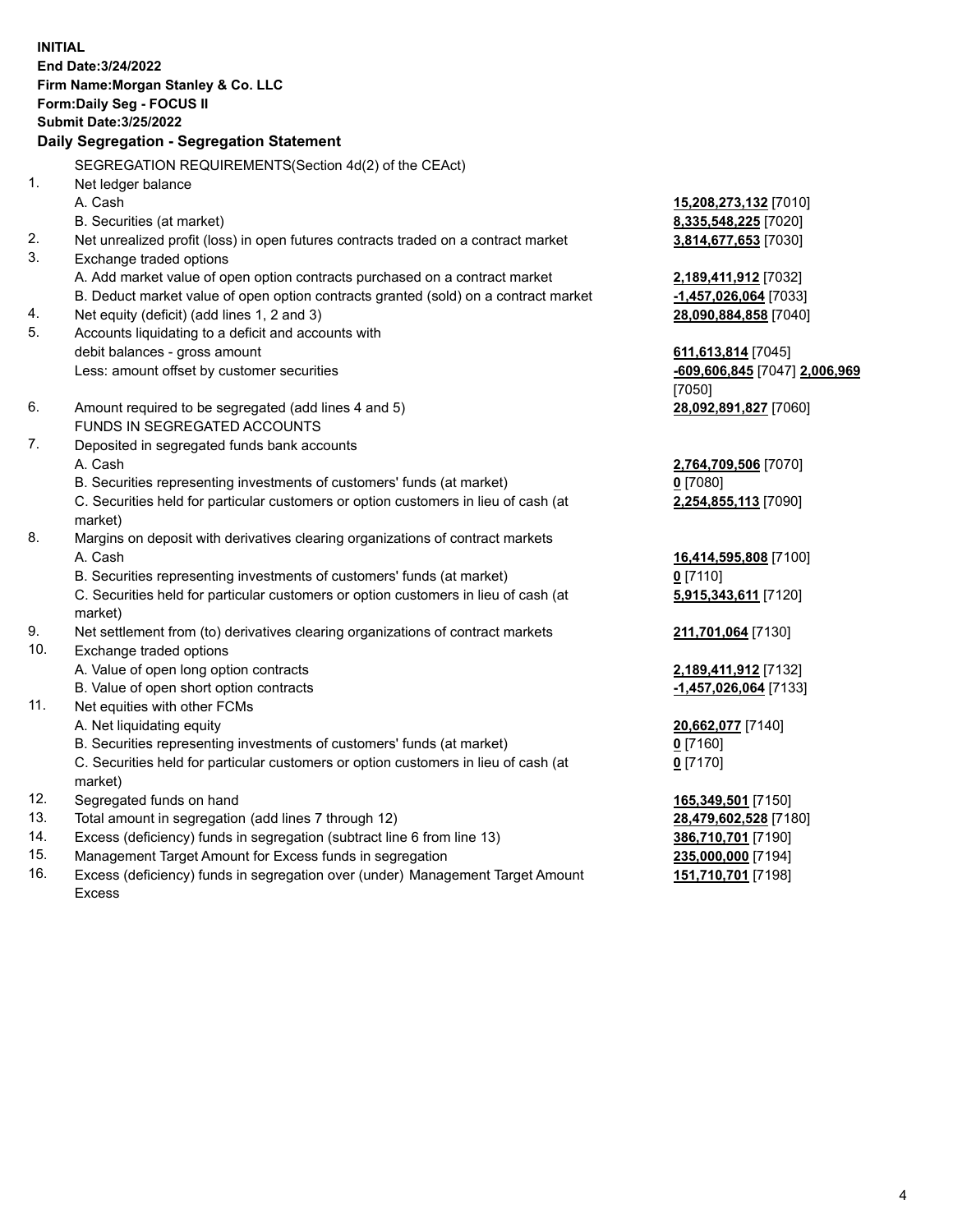**INITIAL**
**End Date:3/24/2022**
**Firm Name:Morgan Stanley & Co. LLC**
**Form:Daily Seg - FOCUS II**
**Submit Date:3/25/2022**

## Daily Segregation - Segregation Statement

SEGREGATION REQUIREMENTS(Section 4d(2) of the CEAct)

| | | |
|---|---|---|
| 1. | Net ledger balance | |
| | A. Cash | **15,208,273,132** [7010] |
| | B. Securities (at market) | **8,335,548,225** [7020] |
| 2. | Net unrealized profit (loss) in open futures contracts traded on a contract market | **3,814,677,653** [7030] |
| 3. | Exchange traded options | |
| | A. Add market value of open option contracts purchased on a contract market | **2,189,411,912** [7032] |
| | B. Deduct market value of open option contracts granted (sold) on a contract market | **-1,457,026,064** [7033] |
| 4. | Net equity (deficit) (add lines 1, 2 and 3) | **28,090,884,858** [7040] |
| 5. | Accounts liquidating to a deficit and accounts with debit balances - gross amount | **611,613,814** [7045] |
| | Less: amount offset by customer securities | **-609,606,845** [7047] **2,006,969** [7050] |
| 6. | Amount required to be segregated (add lines 4 and 5) | **28,092,891,827** [7060] |
| | FUNDS IN SEGREGATED ACCOUNTS | |
| 7. | Deposited in segregated funds bank accounts | |
| | A. Cash | **2,764,709,506** [7070] |
| | B. Securities representing investments of customers' funds (at market) | **0** [7080] |
| | C. Securities held for particular customers or option customers in lieu of cash (at market) | **2,254,855,113** [7090] |
| 8. | Margins on deposit with derivatives clearing organizations of contract markets | |
| | A. Cash | **16,414,595,808** [7100] |
| | B. Securities representing investments of customers' funds (at market) | **0** [7110] |
| | C. Securities held for particular customers or option customers in lieu of cash (at market) | **5,915,343,611** [7120] |
| 9. | Net settlement from (to) derivatives clearing organizations of contract markets | **211,701,064** [7130] |
| 10. | Exchange traded options | |
| | A. Value of open long option contracts | **2,189,411,912** [7132] |
| | B. Value of open short option contracts | **-1,457,026,064** [7133] |
| 11. | Net equities with other FCMs | |
| | A. Net liquidating equity | **20,662,077** [7140] |
| | B. Securities representing investments of customers' funds (at market) | **0** [7160] |
| | C. Securities held for particular customers or option customers in lieu of cash (at market) | **0** [7170] |
| 12. | Segregated funds on hand | **165,349,501** [7150] |
| 13. | Total amount in segregation (add lines 7 through 12) | **28,479,602,528** [7180] |
| 14. | Excess (deficiency) funds in segregation (subtract line 6 from line 13) | **386,710,701** [7190] |
| 15. | Management Target Amount for Excess funds in segregation | **235,000,000** [7194] |
| 16. | Excess (deficiency) funds in segregation over (under) Management Target Amount Excess | **151,710,701** [7198] |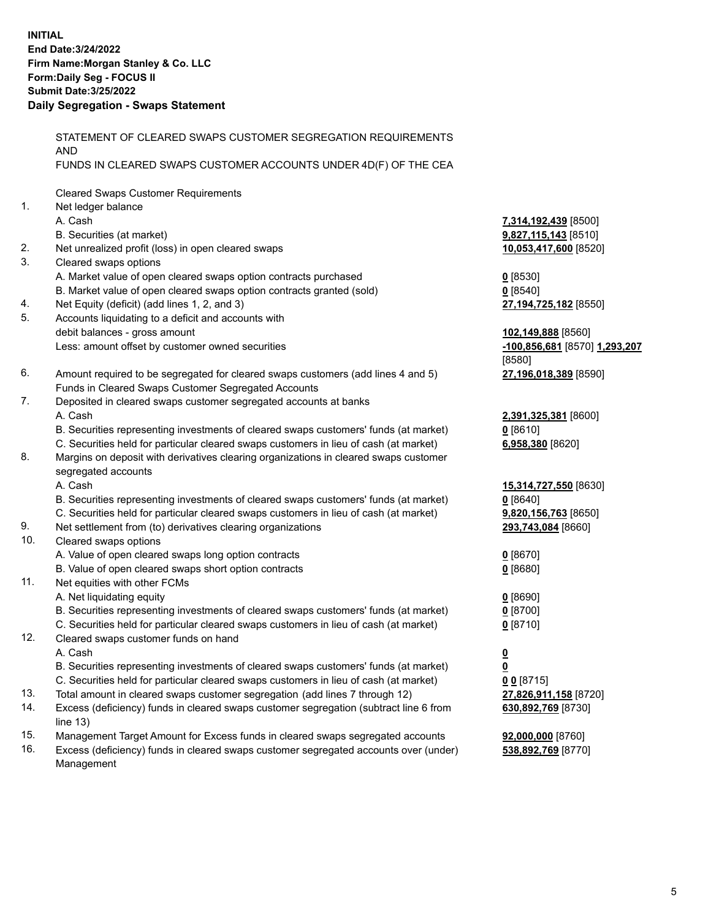**INITIAL**
**End Date:3/24/2022**
**Firm Name:Morgan Stanley & Co. LLC**
**Form:Daily Seg - FOCUS II**
**Submit Date:3/25/2022**
**Daily Segregation - Swaps Statement**

STATEMENT OF CLEARED SWAPS CUSTOMER SEGREGATION REQUIREMENTS AND
FUNDS IN CLEARED SWAPS CUSTOMER ACCOUNTS UNDER 4D(F) OF THE CEA

| | | |
|---|---|---|
| | Cleared Swaps Customer Requirements | |
| 1. | Net ledger balance | |
| | A. Cash | **7,314,192,439** [8500] |
| | B. Securities (at market) | **9,827,115,143** [8510] |
| 2. | Net unrealized profit (loss) in open cleared swaps | **10,053,417,600** [8520] |
| 3. | Cleared swaps options | |
| | A. Market value of open cleared swaps option contracts purchased | **0** [8530] |
| | B. Market value of open cleared swaps option contracts granted (sold) | **0** [8540] |
| 4. | Net Equity (deficit) (add lines 1, 2, and 3) | **27,194,725,182** [8550] |
| 5. | Accounts liquidating to a deficit and accounts with debit balances - gross amount | **102,149,888** [8560] |
| | Less: amount offset by customer owned securities | **-100,856,681** [8570] **1,293,207** [8580] |
| 6. | Amount required to be segregated for cleared swaps customers (add lines 4 and 5) | **27,196,018,389** [8590] |
| | Funds in Cleared Swaps Customer Segregated Accounts | |
| 7. | Deposited in cleared swaps customer segregated accounts at banks | |
| | A. Cash | **2,391,325,381** [8600] |
| | B. Securities representing investments of cleared swaps customers' funds (at market) | **0** [8610] |
| | C. Securities held for particular cleared swaps customers in lieu of cash (at market) | **6,958,380** [8620] |
| 8. | Margins on deposit with derivatives clearing organizations in cleared swaps customer segregated accounts | |
| | A. Cash | **15,314,727,550** [8630] |
| | B. Securities representing investments of cleared swaps customers' funds (at market) | **0** [8640] |
| | C. Securities held for particular cleared swaps customers in lieu of cash (at market) | **9,820,156,763** [8650] |
| 9. | Net settlement from (to) derivatives clearing organizations | **293,743,084** [8660] |
| 10. | Cleared swaps options | |
| | A. Value of open cleared swaps long option contracts | **0** [8670] |
| | B. Value of open cleared swaps short option contracts | **0** [8680] |
| 11. | Net equities with other FCMs | |
| | A. Net liquidating equity | **0** [8690] |
| | B. Securities representing investments of cleared swaps customers' funds (at market) | **0** [8700] |
| | C. Securities held for particular cleared swaps customers in lieu of cash (at market) | **0** [8710] |
| 12. | Cleared swaps customer funds on hand | |
| | A. Cash | **0** |
| | B. Securities representing investments of cleared swaps customers' funds (at market) | **0** |
| | C. Securities held for particular cleared swaps customers in lieu of cash (at market) | **0** **0** [8715] |
| 13. | Total amount in cleared swaps customer segregation (add lines 7 through 12) | **27,826,911,158** [8720] |
| 14. | Excess (deficiency) funds in cleared swaps customer segregation (subtract line 6 from line 13) | **630,892,769** [8730] |
| 15. | Management Target Amount for Excess funds in cleared swaps segregated accounts | **92,000,000** [8760] |
| 16. | Excess (deficiency) funds in cleared swaps customer segregated accounts over (under) Management | **538,892,769** [8770] |